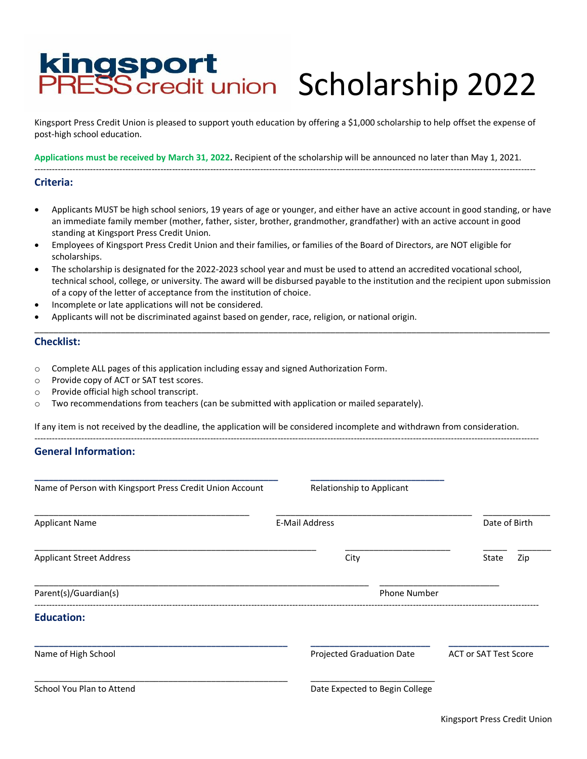# Kingsport Press Credit Union Scholarship 2022

Kingsport Press Credit Union is pleased to support youth education by offering a $1,000 scholarship to help offset the expense of post-high school education.

**Applications must be received by March 31, 2022.** Recipient of the scholarship will be announced no later than May 1, 2021.

---

## Criteria:

- Applicants MUST be high school seniors, 19 years of age or younger, and either have an active account in good standing, or have an immediate family member (mother, father, sister, brother, grandmother, grandfather) with an active account in good standing at Kingsport Press Credit Union.
- Employees of Kingsport Press Credit Union and their families, or families of the Board of Directors, are NOT eligible for scholarships.
- The scholarship is designated for the 2022-2023 school year and must be used to attend an accredited vocational school, technical school, college, or university. The award will be disbursed payable to the institution and the recipient upon submission of a copy of the letter of acceptance from the institution of choice.
- Incomplete or late applications will not be considered.
- Applicants will not be discriminated against based on gender, race, religion, or national origin.

---

## Checklist:

- ○ Complete ALL pages of this application including essay and signed Authorization Form.
- ○ Provide copy of ACT or SAT test scores.
- ○ Provide official high school transcript.
- ○ Two recommendations from teachers (can be submitted with application or mailed separately).

If any item is not received by the deadline, the application will be considered incomplete and withdrawn from consideration.

---

## General Information:

______________________________ Name of Person with Kingsport Press Credit Union Account

______________________________ Relationship to Applicant

______________________________ Applicant Name

______________________________ E-Mail Address

______________________________ Date of Birth

______________________________ Applicant Street Address

______________________________ City

______ State

______ Zip

______________________________ Parent(s)/Guardian(s)

______________________________ Phone Number

---

## Education:

______________________________ Name of High School

______________________________ Projected Graduation Date

______________________________ ACT or SAT Test Score

______________________________ School You Plan to Attend

______________________________ Date Expected to Begin College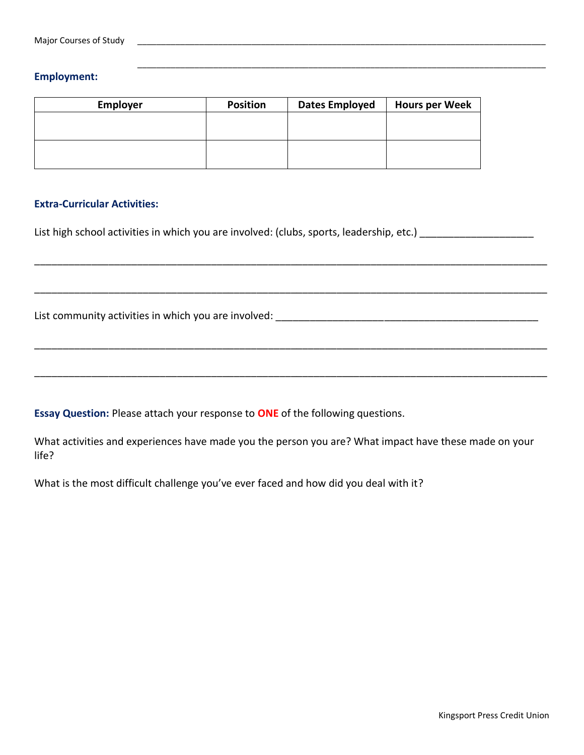Major Courses of Study ________________________________________________________________________________

________________________________________________________________________________

**Employment:**

| Employer | Position | Dates Employed | Hours per Week |
|---|---|---|---|
| | | | |
| | | | |

**Extra-Curricular Activities:**

List high school activities in which you are involved: (clubs, sports, leadership, etc.) ____________________

________________________________________________________________________________________

________________________________________________________________________________________

List community activities in which you are involved: ________________________________________________

________________________________________________________________________________________

________________________________________________________________________________________

**Essay Question:** Please attach your response to **ONE** of the following questions.

What activities and experiences have made you the person you are? What impact have these made on your life?

What is the most difficult challenge you've ever faced and how did you deal with it?

Kingsport Press Credit Union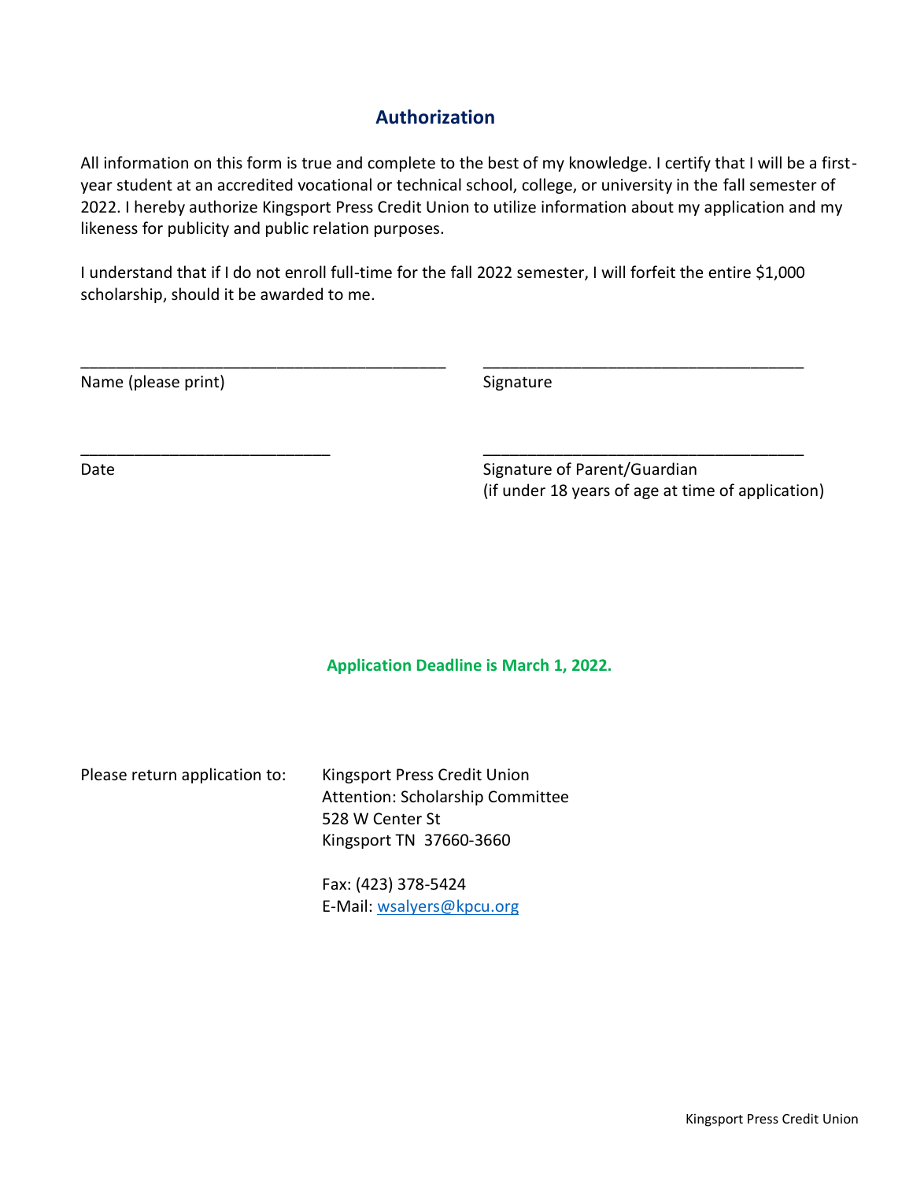## Authorization

All information on this form is true and complete to the best of my knowledge. I certify that I will be a first-year student at an accredited vocational or technical school, college, or university in the fall semester of 2022. I hereby authorize Kingsport Press Credit Union to utilize information about my application and my likeness for publicity and public relation purposes.

I understand that if I do not enroll full-time for the fall 2022 semester, I will forfeit the entire $1,000 scholarship, should it be awarded to me.

\_\_\_\_\_\_\_\_\_\_\_\_\_\_\_\_\_\_\_\_\_\_\_\_\_\_\_\_\_\_\_\_\_\_\_\_\_\_\_\_\_\_
Name (please print)

\_\_\_\_\_\_\_\_\_\_\_\_\_\_\_\_\_\_\_\_\_\_\_\_\_\_\_\_\_\_\_\_\_\_\_\_\_
Signature

\_\_\_\_\_\_\_\_\_\_\_\_\_\_\_\_\_\_\_\_\_\_\_\_\_\_\_\_\_
Date

\_\_\_\_\_\_\_\_\_\_\_\_\_\_\_\_\_\_\_\_\_\_\_\_\_\_\_\_\_\_\_\_\_\_\_\_\_
Signature of Parent/Guardian
(if under 18 years of age at time of application)

**Application Deadline is March 1, 2022.**

Please return application to:

Kingsport Press Credit Union
Attention: Scholarship Committee
528 W Center St
Kingsport TN 37660-3660

Fax: (423) 378-5424
E-Mail: wsalyers@kpcu.org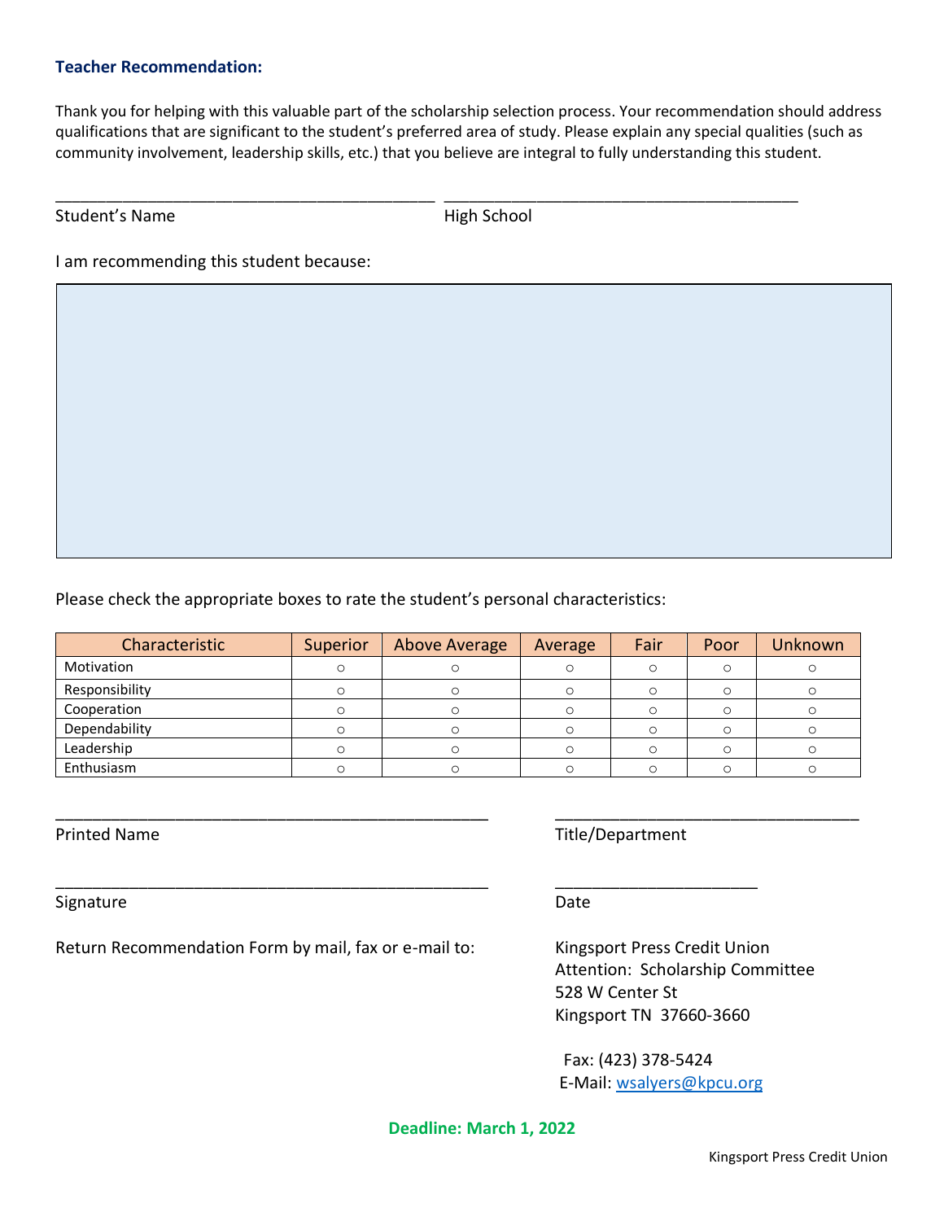**Teacher Recommendation:**

Thank you for helping with this valuable part of the scholarship selection process. Your recommendation should address qualifications that are significant to the student's preferred area of study. Please explain any special qualities (such as community involvement, leadership skills, etc.) that you believe are integral to fully understanding this student.

_____________________________________________ _________________________________________

Student's Name High School

I am recommending this student because:

Please check the appropriate boxes to rate the student's personal characteristics:

| Characteristic | Superior | Above Average | Average | Fair | Poor | Unknown |
|---|---|---|---|---|---|---|
| Motivation | ○ | ○ | ○ | ○ | ○ | ○ |
| Responsibility | ○ | ○ | ○ | ○ | ○ | ○ |
| Cooperation | ○ | ○ | ○ | ○ | ○ | ○ |
| Dependability | ○ | ○ | ○ | ○ | ○ | ○ |
| Leadership | ○ | ○ | ○ | ○ | ○ | ○ |
| Enthusiasm | ○ | ○ | ○ | ○ | ○ | ○ |

___________________________________________________ ___________________________________

Printed Name Title/Department

___________________________________________________ _______________________

Signature Date

Return Recommendation Form by mail, fax or e-mail to:

Kingsport Press Credit Union
Attention: Scholarship Committee
528 W Center St
Kingsport TN 37660-3660

Fax: (423) 378-5424
E-Mail: wsalyers@kpcu.org

**Deadline: March 1, 2022**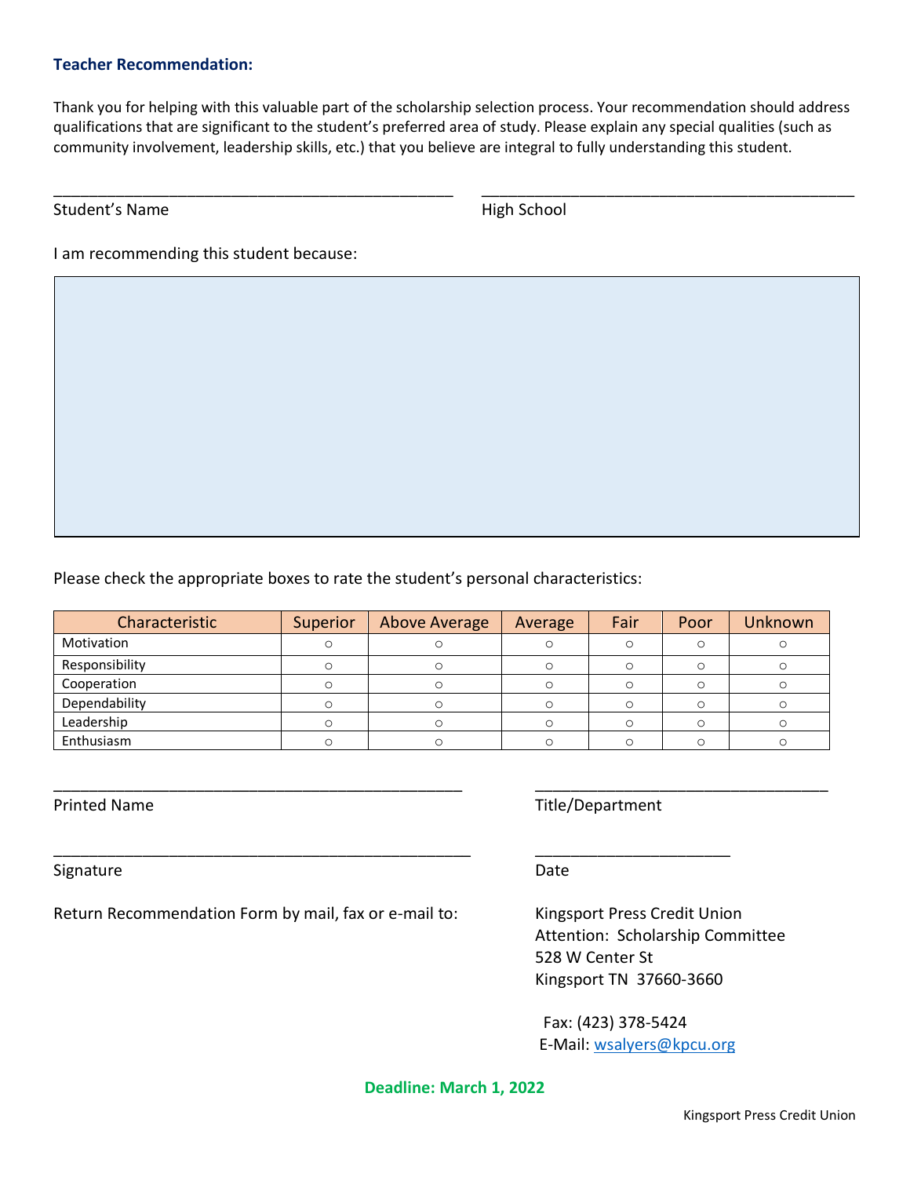### Teacher Recommendation:

Thank you for helping with this valuable part of the scholarship selection process. Your recommendation should address qualifications that are significant to the student's preferred area of study. Please explain any special qualities (such as community involvement, leadership skills, etc.) that you believe are integral to fully understanding this student.

_______________________________________________ Student's Name

_______________________________________________ High School

I am recommending this student because:

Please check the appropriate boxes to rate the student's personal characteristics:

| Characteristic | Superior | Above Average | Average | Fair | Poor | Unknown |
|---|---|---|---|---|---|---|
| Motivation | ○ | ○ | ○ | ○ | ○ | ○ |
| Responsibility | ○ | ○ | ○ | ○ | ○ | ○ |
| Cooperation | ○ | ○ | ○ | ○ | ○ | ○ |
| Dependability | ○ | ○ | ○ | ○ | ○ | ○ |
| Leadership | ○ | ○ | ○ | ○ | ○ | ○ |
| Enthusiasm | ○ | ○ | ○ | ○ | ○ | ○ |

_______________________________________________ Printed Name

_______________________________________________ Title/Department

_______________________________________________ Signature

_______________________________________________ Date

Return Recommendation Form by mail, fax or e-mail to:

Kingsport Press Credit Union
Attention: Scholarship Committee
528 W Center St
Kingsport TN 37660-3660

Fax: (423) 378-5424
E-Mail: wsalyers@kpcu.org

**Deadline: March 1, 2022**